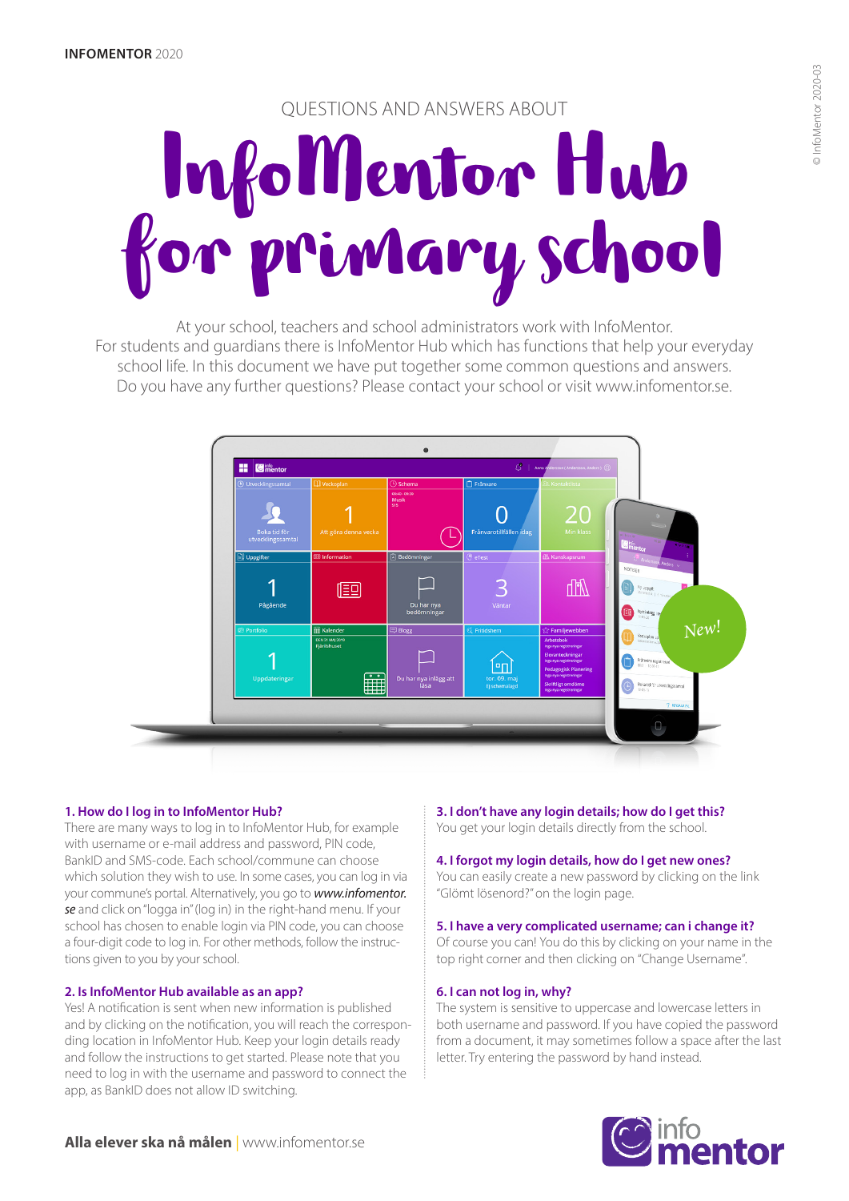INFOMENTOR 2020

QUESTIONS AND ANSWERS ABOUT

# InfoMentor Hub for primary school

At your school, teachers and school administrators work with InfoMentor. For students and guardians there is InfoMentor Hub which has functions that help your everyday school life. In this document we have put together some common questions and answers. Do you have any further questions? Please contact your school or visit www.infomentor.se.

### 1. How do I log in to InfoMentor Hub?

There are many ways to log in to InfoMentor Hub, for example with username or e-mail address and password, PIN code, BankID and SMS-code. Each school/commune can choose which solution they wish to use. In some cases, you can log in via your commune's portal. Alternatively, you go to ***www.infomentor.se*** and click on "logga in" (log in) in the right-hand menu. If your school has chosen to enable login via PIN code, you can choose a four-digit code to log in. For other methods, follow the instructions given to you by your school.

### 2. Is InfoMentor Hub available as an app?

Yes! A notification is sent when new information is published and by clicking on the notification, you will reach the corresponding location in InfoMentor Hub. Keep your login details ready and follow the instructions to get started. Please note that you need to log in with the username and password to connect the app, as BankID does not allow ID switching.

### 3. I don't have any login details; how do I get this?

You get your login details directly from the school.

### 4. I forgot my login details, how do I get new ones?

You can easily create a new password by clicking on the link "Glömt lösenord?" on the login page.

### 5. I have a very complicated username; can i change it?

Of course you can! You do this by clicking on your name in the top right corner and then clicking on "Change Username".

### 6. I can not log in, why?

The system is sensitive to uppercase and lowercase letters in both username and password. If you have copied the password from a document, it may sometimes follow a space after the last letter. Try entering the password by hand instead.

**Alla elever ska nå målen** | www.infomentor.se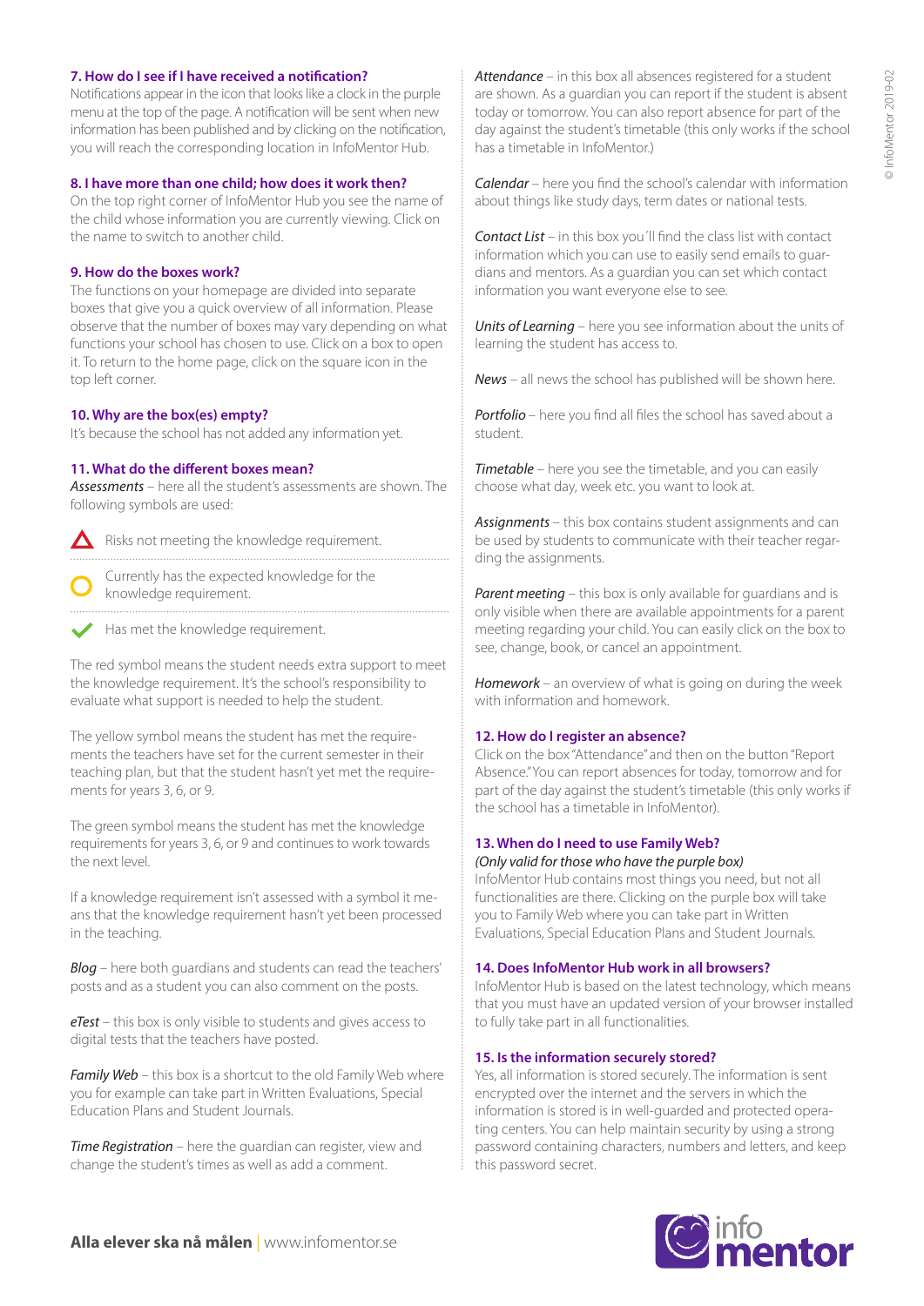### 7. How do I see if I have received a notification?

Notifications appear in the icon that looks like a clock in the purple menu at the top of the page. A notification will be sent when new information has been published and by clicking on the notification, you will reach the corresponding location in InfoMentor Hub.

### 8. I have more than one child; how does it work then?

On the top right corner of InfoMentor Hub you see the name of the child whose information you are currently viewing. Click on the name to switch to another child.

### 9. How do the boxes work?

The functions on your homepage are divided into separate boxes that give you a quick overview of all information. Please observe that the number of boxes may vary depending on what functions your school has chosen to use. Click on a box to open it. To return to the home page, click on the square icon in the top left corner.

### 10. Why are the box(es) empty?

It's because the school has not added any information yet.

### 11. What do the different boxes mean?

*Assessments* – here all the student's assessments are shown. The following symbols are used:

- Risks not meeting the knowledge requirement.
- Currently has the expected knowledge for the knowledge requirement.
- Has met the knowledge requirement.

The red symbol means the student needs extra support to meet the knowledge requirement. It's the school's responsibility to evaluate what support is needed to help the student.

The yellow symbol means the student has met the requirements the teachers have set for the current semester in their teaching plan, but that the student hasn't yet met the requirements for years 3, 6, or 9.

The green symbol means the student has met the knowledge requirements for years 3, 6, or 9 and continues to work towards the next level.

If a knowledge requirement isn't assessed with a symbol it means that the knowledge requirement hasn't yet been processed in the teaching.

*Blog* – here both guardians and students can read the teachers' posts and as a student you can also comment on the posts.

*eTest* – this box is only visible to students and gives access to digital tests that the teachers have posted.

*Family Web* – this box is a shortcut to the old Family Web where you for example can take part in Written Evaluations, Special Education Plans and Student Journals.

*Time Registration* – here the guardian can register, view and change the student's times as well as add a comment.

*Attendance* – in this box all absences registered for a student are shown. As a guardian you can report if the student is absent today or tomorrow. You can also report absence for part of the day against the student's timetable (this only works if the school has a timetable in InfoMentor.)

*Calendar* – here you find the school's calendar with information about things like study days, term dates or national tests.

*Contact List* – in this box you´ll find the class list with contact information which you can use to easily send emails to guardians and mentors. As a guardian you can set which contact information you want everyone else to see.

*Units of Learning* – here you see information about the units of learning the student has access to.

*News* – all news the school has published will be shown here.

*Portfolio* – here you find all files the school has saved about a student.

*Timetable* – here you see the timetable, and you can easily choose what day, week etc. you want to look at.

*Assignments* – this box contains student assignments and can be used by students to communicate with their teacher regarding the assignments.

*Parent meeting* – this box is only available for guardians and is only visible when there are available appointments for a parent meeting regarding your child. You can easily click on the box to see, change, book, or cancel an appointment.

*Homework* – an overview of what is going on during the week with information and homework.

### 12. How do I register an absence?

Click on the box "Attendance" and then on the button "Report Absence." You can report absences for today, tomorrow and for part of the day against the student's timetable (this only works if the school has a timetable in InfoMentor).

### 13. When do I need to use Family Web?

*(Only valid for those who have the purple box)*

InfoMentor Hub contains most things you need, but not all functionalities are there. Clicking on the purple box will take you to Family Web where you can take part in Written Evaluations, Special Education Plans and Student Journals.

### 14. Does InfoMentor Hub work in all browsers?

InfoMentor Hub is based on the latest technology, which means that you must have an updated version of your browser installed to fully take part in all functionalities.

### 15. Is the information securely stored?

Yes, all information is stored securely. The information is sent encrypted over the internet and the servers in which the information is stored is in well-guarded and protected operating centers. You can help maintain security by using a strong password containing characters, numbers and letters, and keep this password secret.

**Alla elever ska nå målen** | www.infomentor.se